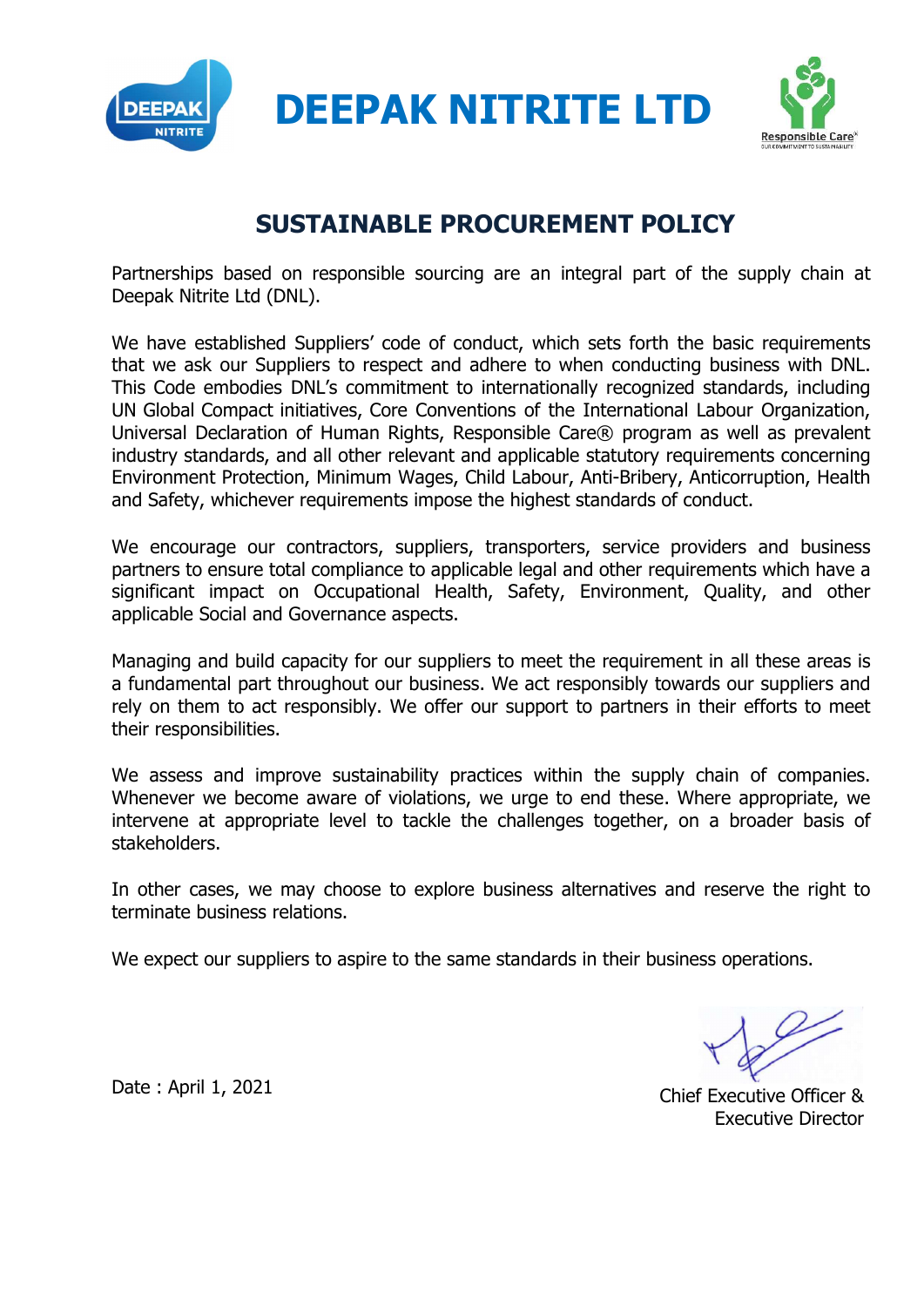# DEEPAK NITRITE LTD

## SUSTAINABLE PROCUREMENT POLICY

Partnerships based on responsible sourcing are an integral part of the supply chain at Deepak Nitrite Ltd (DNL).

We have established Suppliers' code of conduct, which sets forth the basic requirements that we ask our Suppliers to respect and adhere to when conducting business with DNL. This Code embodies DNL's commitment to internationally recognized standards, including UN Global Compact initiatives, Core Conventions of the International Labour Organization, Universal Declaration of Human Rights, Responsible Care® program as well as prevalent industry standards, and all other relevant and applicable statutory requirements concerning Environment Protection, Minimum Wages, Child Labour, Anti-Bribery, Anticorruption, Health and Safety, whichever requirements impose the highest standards of conduct.

We encourage our contractors, suppliers, transporters, service providers and business partners to ensure total compliance to applicable legal and other requirements which have a significant impact on Occupational Health, Safety, Environment, Quality, and other applicable Social and Governance aspects.

Managing and build capacity for our suppliers to meet the requirement in all these areas is a fundamental part throughout our business. We act responsibly towards our suppliers and rely on them to act responsibly. We offer our support to partners in their efforts to meet their responsibilities.

We assess and improve sustainability practices within the supply chain of companies. Whenever we become aware of violations, we urge to end these. Where appropriate, we intervene at appropriate level to tackle the challenges together, on a broader basis of stakeholders.

In other cases, we may choose to explore business alternatives and reserve the right to terminate business relations.

We expect our suppliers to aspire to the same standards in their business operations.

Date : April 1, 2021

Chief Executive Officer & Executive Director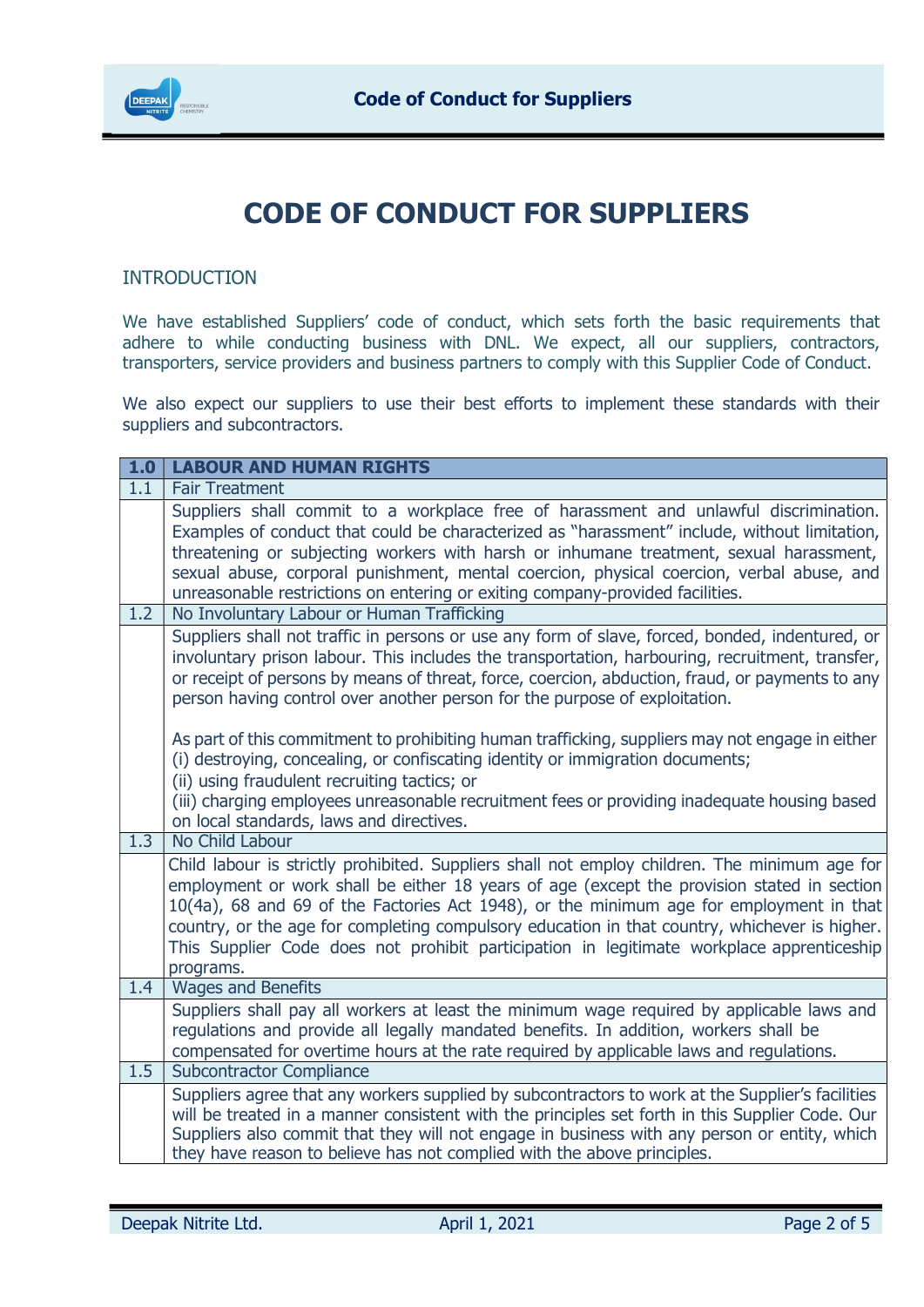# CODE OF CONDUCT FOR SUPPLIERS

## INTRODUCTION

We have established Suppliers' code of conduct, which sets forth the basic requirements that adhere to while conducting business with DNL. We expect, all our suppliers, contractors, transporters, service providers and business partners to comply with this Supplier Code of Conduct.

We also expect our suppliers to use their best efforts to implement these standards with their suppliers and subcontractors.

| 1.0 | LABOUR AND HUMAN RIGHTS |
|---|---|
| 1.1 | Fair Treatment |
| | Suppliers shall commit to a workplace free of harassment and unlawful discrimination. Examples of conduct that could be characterized as "harassment" include, without limitation, threatening or subjecting workers with harsh or inhumane treatment, sexual harassment, sexual abuse, corporal punishment, mental coercion, physical coercion, verbal abuse, and unreasonable restrictions on entering or exiting company-provided facilities. |
| 1.2 | No Involuntary Labour or Human Trafficking |
| | Suppliers shall not traffic in persons or use any form of slave, forced, bonded, indentured, or involuntary prison labour. This includes the transportation, harbouring, recruitment, transfer, or receipt of persons by means of threat, force, coercion, abduction, fraud, or payments to any person having control over another person for the purpose of exploitation.<br><br>As part of this commitment to prohibiting human trafficking, suppliers may not engage in either<br>(i) destroying, concealing, or confiscating identity or immigration documents;<br>(ii) using fraudulent recruiting tactics; or<br>(iii) charging employees unreasonable recruitment fees or providing inadequate housing based on local standards, laws and directives. |
| 1.3 | No Child Labour |
| | Child labour is strictly prohibited. Suppliers shall not employ children. The minimum age for employment or work shall be either 18 years of age (except the provision stated in section 10(4a), 68 and 69 of the Factories Act 1948), or the minimum age for employment in that country, or the age for completing compulsory education in that country, whichever is higher. This Supplier Code does not prohibit participation in legitimate workplace apprenticeship programs. |
| 1.4 | Wages and Benefits |
| | Suppliers shall pay all workers at least the minimum wage required by applicable laws and regulations and provide all legally mandated benefits. In addition, workers shall be compensated for overtime hours at the rate required by applicable laws and regulations. |
| 1.5 | Subcontractor Compliance |
| | Suppliers agree that any workers supplied by subcontractors to work at the Supplier's facilities will be treated in a manner consistent with the principles set forth in this Supplier Code. Our Suppliers also commit that they will not engage in business with any person or entity, which they have reason to believe has not complied with the above principles. |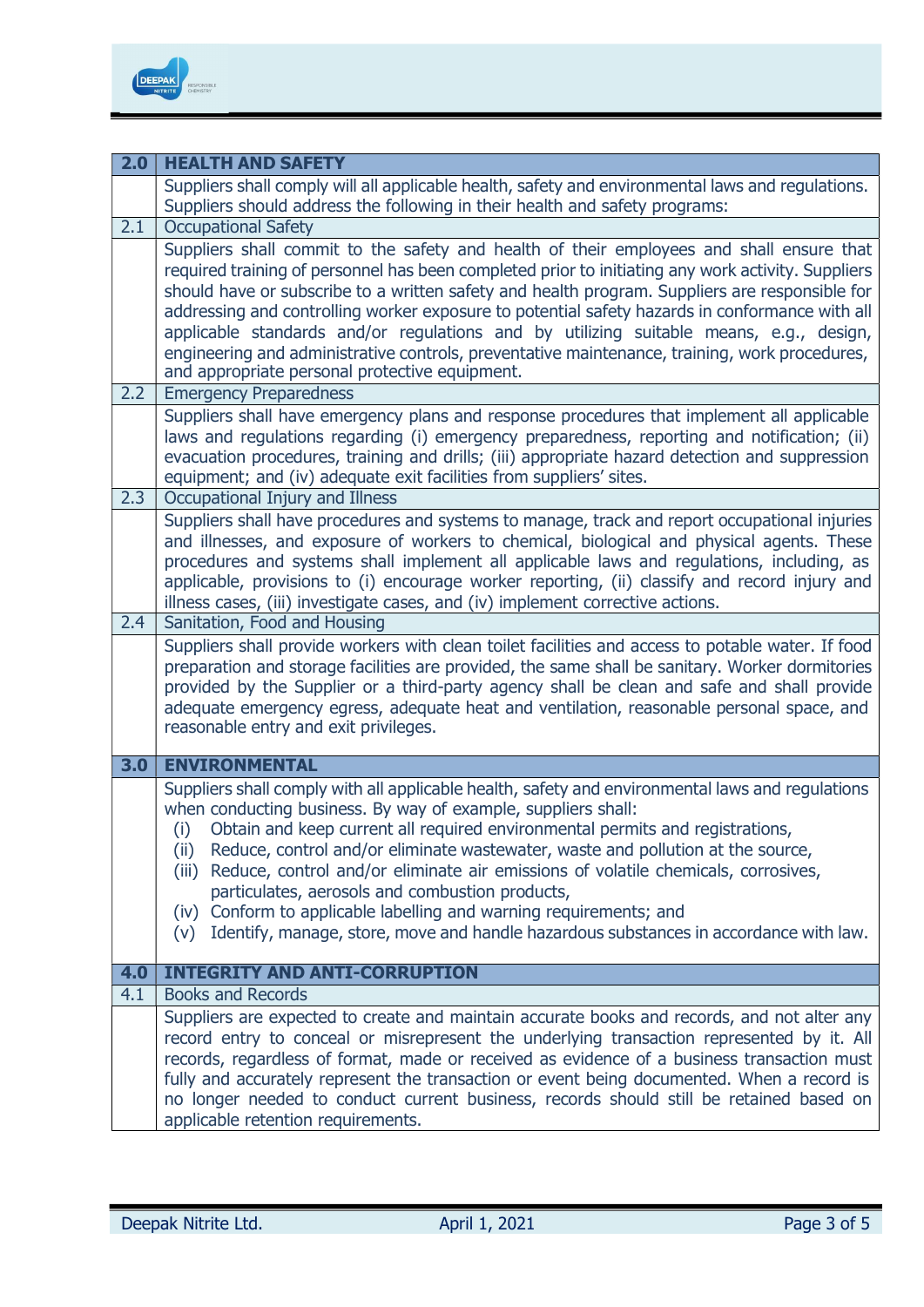## 2.0 HEALTH AND SAFETY

Suppliers shall comply will all applicable health, safety and environmental laws and regulations. Suppliers should address the following in their health and safety programs:

### 2.1 Occupational Safety

Suppliers shall commit to the safety and health of their employees and shall ensure that required training of personnel has been completed prior to initiating any work activity. Suppliers should have or subscribe to a written safety and health program. Suppliers are responsible for addressing and controlling worker exposure to potential safety hazards in conformance with all applicable standards and/or regulations and by utilizing suitable means, e.g., design, engineering and administrative controls, preventative maintenance, training, work procedures, and appropriate personal protective equipment.

### 2.2 Emergency Preparedness

Suppliers shall have emergency plans and response procedures that implement all applicable laws and regulations regarding (i) emergency preparedness, reporting and notification; (ii) evacuation procedures, training and drills; (iii) appropriate hazard detection and suppression equipment; and (iv) adequate exit facilities from suppliers' sites.

### 2.3 Occupational Injury and Illness

Suppliers shall have procedures and systems to manage, track and report occupational injuries and illnesses, and exposure of workers to chemical, biological and physical agents. These procedures and systems shall implement all applicable laws and regulations, including, as applicable, provisions to (i) encourage worker reporting, (ii) classify and record injury and illness cases, (iii) investigate cases, and (iv) implement corrective actions.

### 2.4 Sanitation, Food and Housing

Suppliers shall provide workers with clean toilet facilities and access to potable water. If food preparation and storage facilities are provided, the same shall be sanitary. Worker dormitories provided by the Supplier or a third-party agency shall be clean and safe and shall provide adequate emergency egress, adequate heat and ventilation, reasonable personal space, and reasonable entry and exit privileges.

## 3.0 ENVIRONMENTAL

Suppliers shall comply with all applicable health, safety and environmental laws and regulations when conducting business. By way of example, suppliers shall:

- (i) Obtain and keep current all required environmental permits and registrations,
- (ii) Reduce, control and/or eliminate wastewater, waste and pollution at the source,
- (iii) Reduce, control and/or eliminate air emissions of volatile chemicals, corrosives, particulates, aerosols and combustion products,
- (iv) Conform to applicable labelling and warning requirements; and
- (v) Identify, manage, store, move and handle hazardous substances in accordance with law.

## 4.0 INTEGRITY AND ANTI-CORRUPTION

### 4.1 Books and Records

Suppliers are expected to create and maintain accurate books and records, and not alter any record entry to conceal or misrepresent the underlying transaction represented by it. All records, regardless of format, made or received as evidence of a business transaction must fully and accurately represent the transaction or event being documented. When a record is no longer needed to conduct current business, records should still be retained based on applicable retention requirements.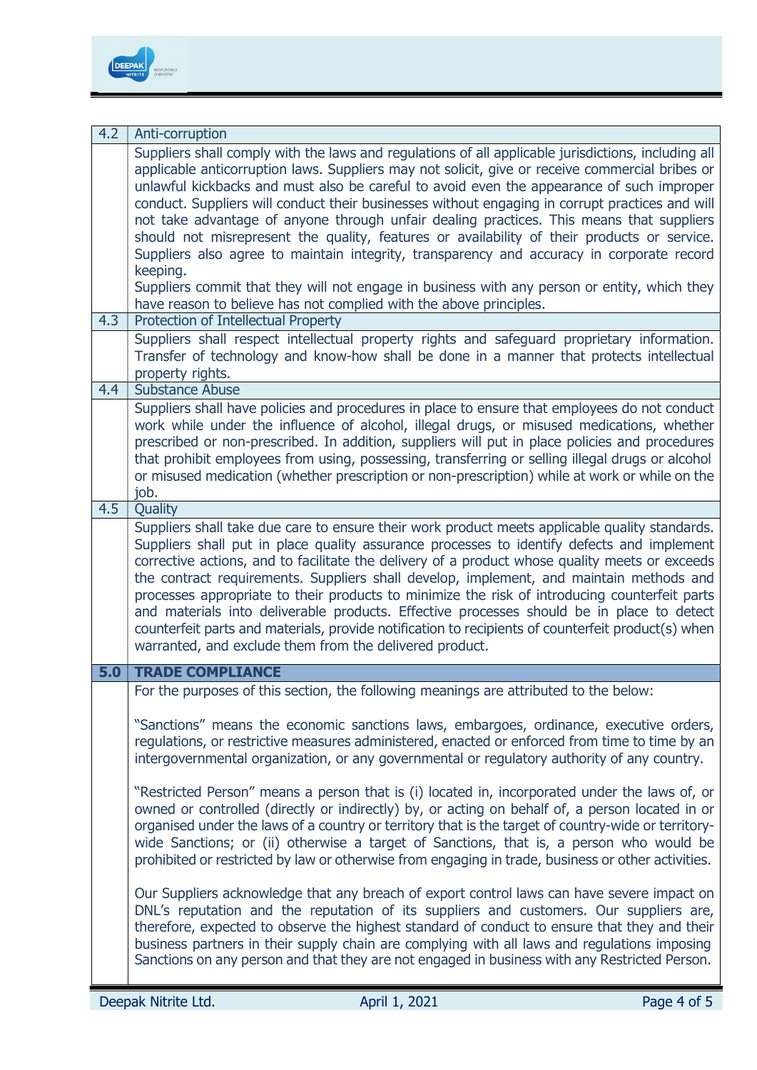| | |
|---|---|
| 4.2 | Anti-corruption |
| | Suppliers shall comply with the laws and regulations of all applicable jurisdictions, including all applicable anticorruption laws. Suppliers may not solicit, give or receive commercial bribes or unlawful kickbacks and must also be careful to avoid even the appearance of such improper conduct. Suppliers will conduct their businesses without engaging in corrupt practices and will not take advantage of anyone through unfair dealing practices. This means that suppliers should not misrepresent the quality, features or availability of their products or service. Suppliers also agree to maintain integrity, transparency and accuracy in corporate record keeping.<br>Suppliers commit that they will not engage in business with any person or entity, which they have reason to believe has not complied with the above principles. |
| 4.3 | Protection of Intellectual Property |
| | Suppliers shall respect intellectual property rights and safeguard proprietary information. Transfer of technology and know-how shall be done in a manner that protects intellectual property rights. |
| 4.4 | Substance Abuse |
| | Suppliers shall have policies and procedures in place to ensure that employees do not conduct work while under the influence of alcohol, illegal drugs, or misused medications, whether prescribed or non-prescribed. In addition, suppliers will put in place policies and procedures that prohibit employees from using, possessing, transferring or selling illegal drugs or alcohol or misused medication (whether prescription or non-prescription) while at work or while on the job. |
| 4.5 | Quality |
| | Suppliers shall take due care to ensure their work product meets applicable quality standards. Suppliers shall put in place quality assurance processes to identify defects and implement corrective actions, and to facilitate the delivery of a product whose quality meets or exceeds the contract requirements. Suppliers shall develop, implement, and maintain methods and processes appropriate to their products to minimize the risk of introducing counterfeit parts and materials into deliverable products. Effective processes should be in place to detect counterfeit parts and materials, provide notification to recipients of counterfeit product(s) when warranted, and exclude them from the delivered product. |
| **5.0** | **TRADE COMPLIANCE** |
| | For the purposes of this section, the following meanings are attributed to the below:<br><br>"Sanctions" means the economic sanctions laws, embargoes, ordinance, executive orders, regulations, or restrictive measures administered, enacted or enforced from time to time by an intergovernmental organization, or any governmental or regulatory authority of any country.<br><br>"Restricted Person" means a person that is (i) located in, incorporated under the laws of, or owned or controlled (directly or indirectly) by, or acting on behalf of, a person located in or organised under the laws of a country or territory that is the target of country-wide or territory-wide Sanctions; or (ii) otherwise a target of Sanctions, that is, a person who would be prohibited or restricted by law or otherwise from engaging in trade, business or other activities.<br><br>Our Suppliers acknowledge that any breach of export control laws can have severe impact on DNL's reputation and the reputation of its suppliers and customers. Our suppliers are, therefore, expected to observe the highest standard of conduct to ensure that they and their business partners in their supply chain are complying with all laws and regulations imposing Sanctions on any person and that they are not engaged in business with any Restricted Person. |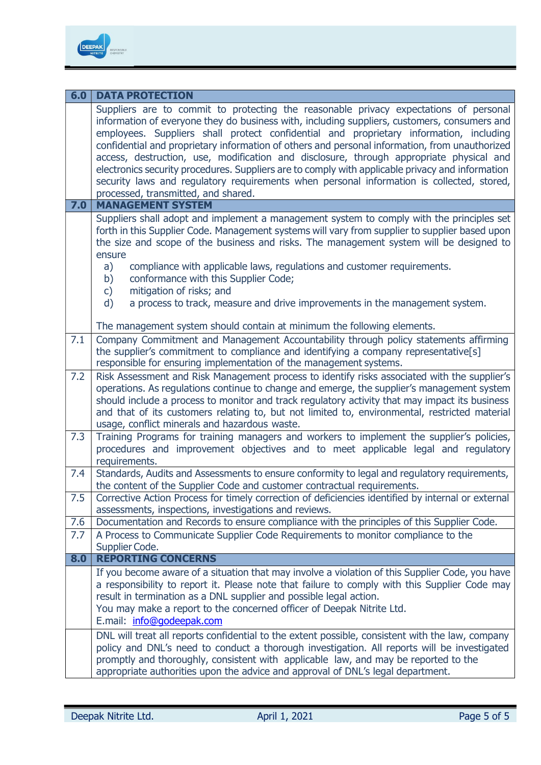| | |
|---|---|
| **6.0** | **DATA PROTECTION** |
| | Suppliers are to commit to protecting the reasonable privacy expectations of personal information of everyone they do business with, including suppliers, customers, consumers and employees. Suppliers shall protect confidential and proprietary information, including confidential and proprietary information of others and personal information, from unauthorized access, destruction, use, modification and disclosure, through appropriate physical and electronics security procedures. Suppliers are to comply with applicable privacy and information security laws and regulatory requirements when personal information is collected, stored, processed, transmitted, and shared. |
| **7.0** | **MANAGEMENT SYSTEM** |
| | Suppliers shall adopt and implement a management system to comply with the principles set forth in this Supplier Code. Management systems will vary from supplier to supplier based upon the size and scope of the business and risks. The management system will be designed to ensure<br>a) compliance with applicable laws, regulations and customer requirements.<br>b) conformance with this Supplier Code;<br>c) mitigation of risks; and<br>d) a process to track, measure and drive improvements in the management system.<br><br>The management system should contain at minimum the following elements. |
| 7.1 | Company Commitment and Management Accountability through policy statements affirming the supplier's commitment to compliance and identifying a company representative[s] responsible for ensuring implementation of the management systems. |
| 7.2 | Risk Assessment and Risk Management process to identify risks associated with the supplier's operations. As regulations continue to change and emerge, the supplier's management system should include a process to monitor and track regulatory activity that may impact its business and that of its customers relating to, but not limited to, environmental, restricted material usage, conflict minerals and hazardous waste. |
| 7.3 | Training Programs for training managers and workers to implement the supplier's policies, procedures and improvement objectives and to meet applicable legal and regulatory requirements. |
| 7.4 | Standards, Audits and Assessments to ensure conformity to legal and regulatory requirements, the content of the Supplier Code and customer contractual requirements. |
| 7.5 | Corrective Action Process for timely correction of deficiencies identified by internal or external assessments, inspections, investigations and reviews. |
| 7.6 | Documentation and Records to ensure compliance with the principles of this Supplier Code. |
| 7.7 | A Process to Communicate Supplier Code Requirements to monitor compliance to the Supplier Code. |
| **8.0** | **REPORTING CONCERNS** |
| | If you become aware of a situation that may involve a violation of this Supplier Code, you have a responsibility to report it. Please note that failure to comply with this Supplier Code may result in termination as a DNL supplier and possible legal action.<br>You may make a report to the concerned officer of Deepak Nitrite Ltd.<br>E.mail: info@godeepak.com |
| | DNL will treat all reports confidential to the extent possible, consistent with the law, company policy and DNL's need to conduct a thorough investigation. All reports will be investigated promptly and thoroughly, consistent with applicable law, and may be reported to the appropriate authorities upon the advice and approval of DNL's legal department. |